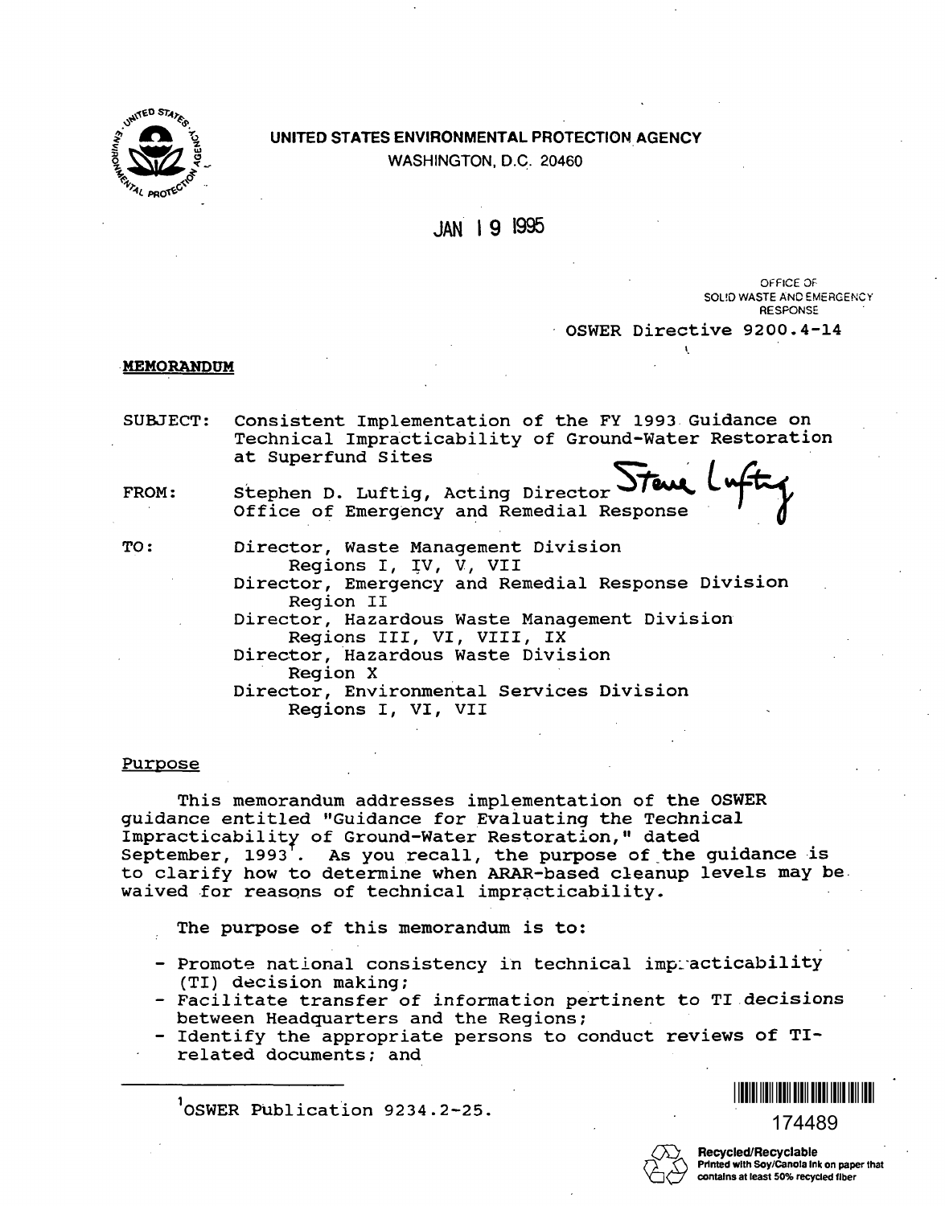**UNITED STATES ENVIRONMENTAL PROTECTION AGENCY**
WASHINGTON, D.C. 20460

JAN 19 1995

OFFICE OF
SOLID WASTE AND EMERGENCY
RESPONSE

OSWER Directive 9200.4-14

**MEMORANDUM**

SUBJECT: Consistent Implementation of the FY 1993 Guidance on Technical Impracticability of Ground-Water Restoration at Superfund Sites

FROM: Stephen D. Luftig, Acting Director
Office of Emergency and Remedial Response

TO: Director, Waste Management Division
Regions I, IV, V, VII
Director, Emergency and Remedial Response Division
Region II
Director, Hazardous Waste Management Division
Regions III, VI, VIII, IX
Director, Hazardous Waste Division
Region X
Director, Environmental Services Division
Regions I, VI, VII

Purpose

This memorandum addresses implementation of the OSWER guidance entitled "Guidance for Evaluating the Technical Impracticability of Ground-Water Restoration," dated September, 1993[1]. As you recall, the purpose of the guidance is to clarify how to determine when ARAR-based cleanup levels may be waived for reasons of technical impracticability.

The purpose of this memorandum is to:

- Promote national consistency in technical impracticability (TI) decision making;
- Facilitate transfer of information pertinent to TI decisions between Headquarters and the Regions;
- Identify the appropriate persons to conduct reviews of TI-related documents; and

[1] OSWER Publication 9234.2-25.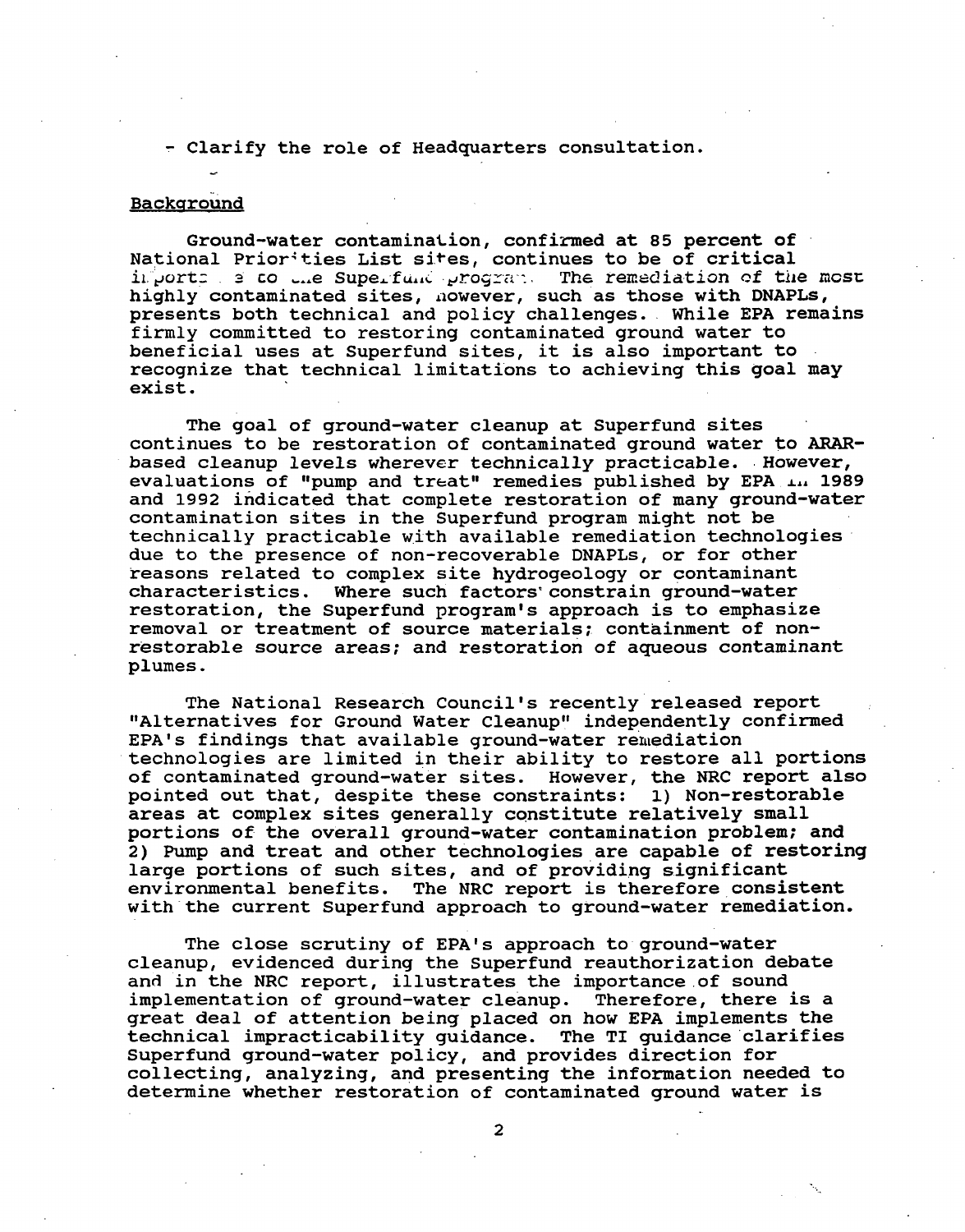- Clarify the role of Headquarters consultation.

## Background

Ground-water contamination, confirmed at 85 percent of National Priorities List sites, continues to be of critical importance to the Superfund program. The remediation of the most highly contaminated sites, however, such as those with DNAPLs, presents both technical and policy challenges. While EPA remains firmly committed to restoring contaminated ground water to beneficial uses at Superfund sites, it is also important to recognize that technical limitations to achieving this goal may exist.

The goal of ground-water cleanup at Superfund sites continues to be restoration of contaminated ground water to ARAR-based cleanup levels wherever technically practicable. However, evaluations of "pump and treat" remedies published by EPA in 1989 and 1992 indicated that complete restoration of many ground-water contamination sites in the Superfund program might not be technically practicable with available remediation technologies due to the presence of non-recoverable DNAPLs, or for other reasons related to complex site hydrogeology or contaminant characteristics. Where such factors constrain ground-water restoration, the Superfund program's approach is to emphasize removal or treatment of source materials; containment of non-restorable source areas; and restoration of aqueous contaminant plumes.

The National Research Council's recently released report "Alternatives for Ground Water Cleanup" independently confirmed EPA's findings that available ground-water remediation technologies are limited in their ability to restore all portions of contaminated ground-water sites. However, the NRC report also pointed out that, despite these constraints: 1) Non-restorable areas at complex sites generally constitute relatively small portions of the overall ground-water contamination problem; and 2) Pump and treat and other technologies are capable of restoring large portions of such sites, and of providing significant environmental benefits. The NRC report is therefore consistent with the current Superfund approach to ground-water remediation.

The close scrutiny of EPA's approach to ground-water cleanup, evidenced during the Superfund reauthorization debate and in the NRC report, illustrates the importance of sound implementation of ground-water cleanup. Therefore, there is a great deal of attention being placed on how EPA implements the technical impracticability guidance. The TI guidance clarifies Superfund ground-water policy, and provides direction for collecting, analyzing, and presenting the information needed to determine whether restoration of contaminated ground water is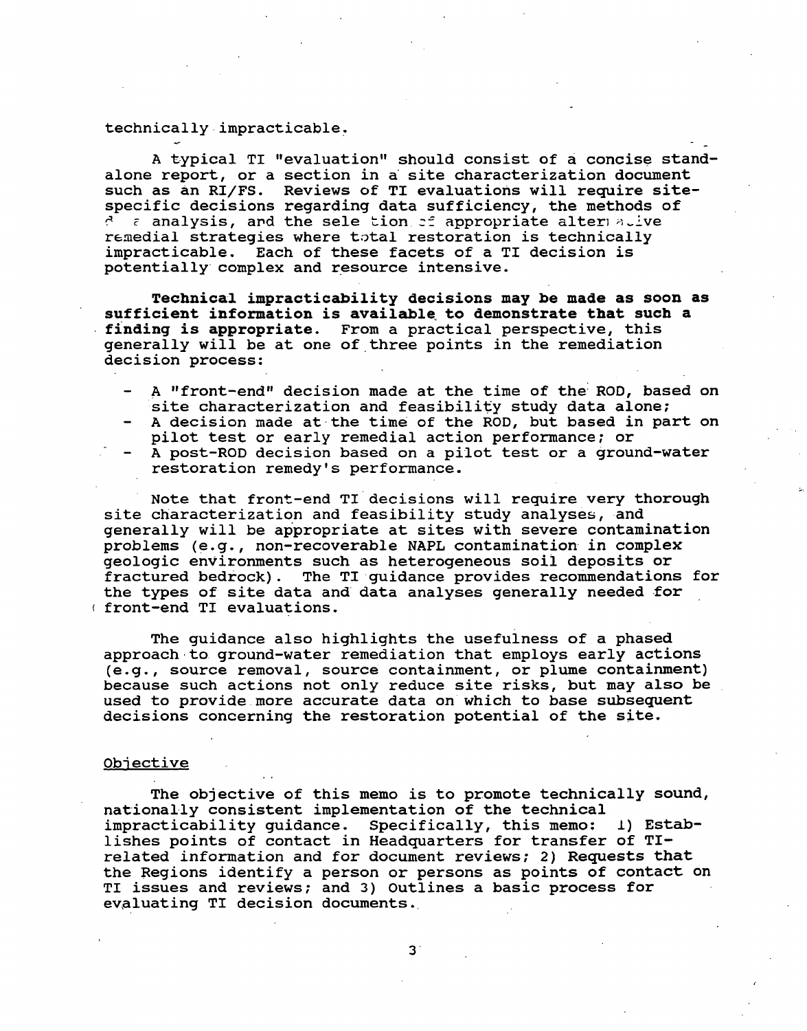technically impracticable.

A typical TI "evaluation" should consist of a concise stand-alone report, or a section in a site characterization document such as an RI/FS. Reviews of TI evaluations will require site-specific decisions regarding data sufficiency, the methods of data analysis, and the selection of appropriate alternative remedial strategies where total restoration is technically impracticable. Each of these facets of a TI decision is potentially complex and resource intensive.

**Technical impracticability decisions may be made as soon as sufficient information is available to demonstrate that such a finding is appropriate.** From a practical perspective, this generally will be at one of three points in the remediation decision process:

- A "front-end" decision made at the time of the ROD, based on site characterization and feasibility study data alone;
- A decision made at the time of the ROD, but based in part on pilot test or early remedial action performance; or
- A post-ROD decision based on a pilot test or a ground-water restoration remedy's performance.

Note that front-end TI decisions will require very thorough site characterization and feasibility study analyses, and generally will be appropriate at sites with severe contamination problems (e.g., non-recoverable NAPL contamination in complex geologic environments such as heterogeneous soil deposits or fractured bedrock). The TI guidance provides recommendations for the types of site data and data analyses generally needed for front-end TI evaluations.

The guidance also highlights the usefulness of a phased approach to ground-water remediation that employs early actions (e.g., source removal, source containment, or plume containment) because such actions not only reduce site risks, but may also be used to provide more accurate data on which to base subsequent decisions concerning the restoration potential of the site.

## Objective

The objective of this memo is to promote technically sound, nationally consistent implementation of the technical impracticability guidance. Specifically, this memo: 1) Establishes points of contact in Headquarters for transfer of TI-related information and for document reviews; 2) Requests that the Regions identify a person or persons as points of contact on TI issues and reviews; and 3) Outlines a basic process for evaluating TI decision documents.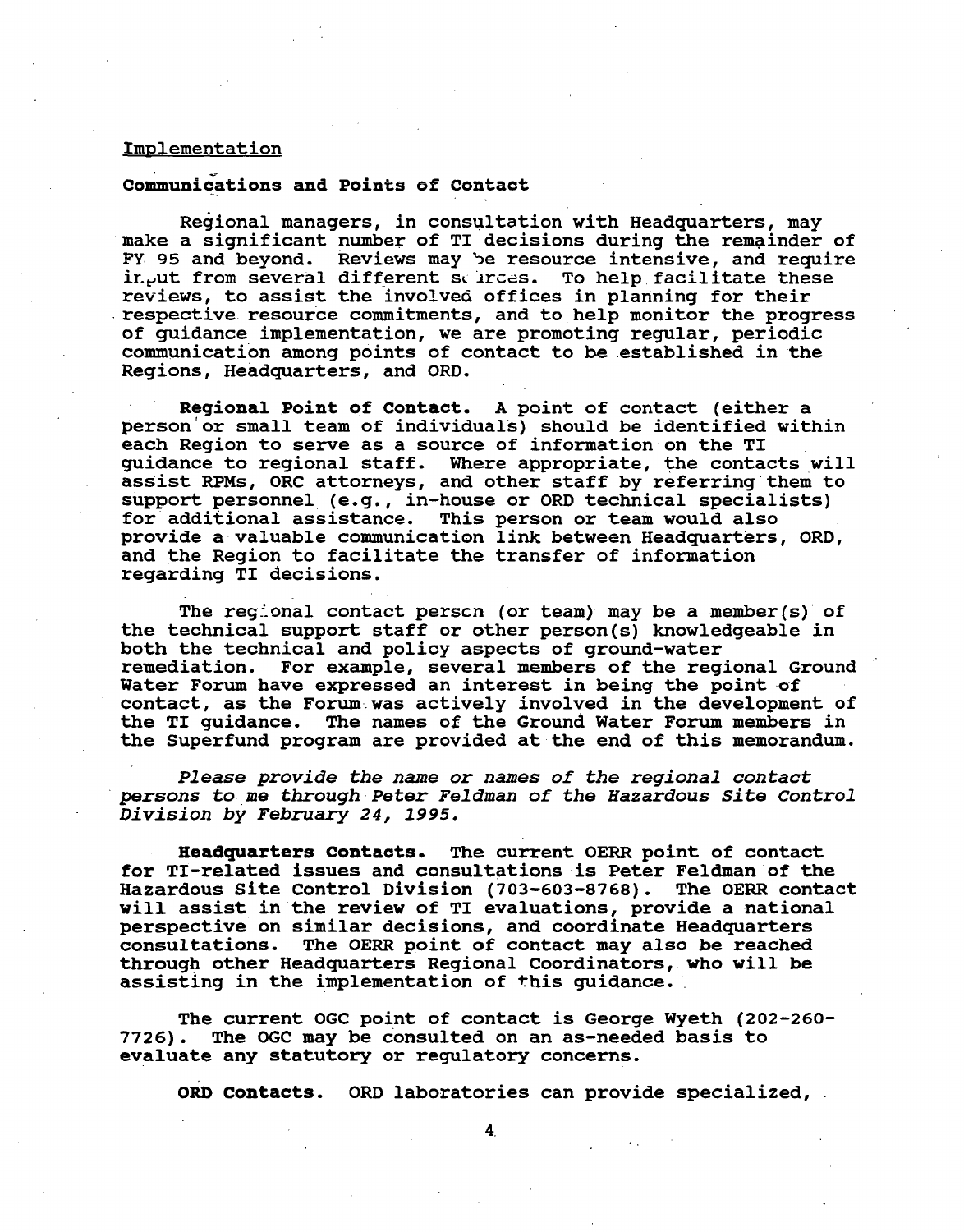Implementation

**Communications and Points of Contact**

Regional managers, in consultation with Headquarters, may make a significant number of TI decisions during the remainder of FY 95 and beyond. Reviews may be resource intensive, and require input from several different sources. To help facilitate these reviews, to assist the involved offices in planning for their respective resource commitments, and to help monitor the progress of guidance implementation, we are promoting regular, periodic communication among points of contact to be established in the Regions, Headquarters, and ORD.

**Regional Point of Contact.** A point of contact (either a person or small team of individuals) should be identified within each Region to serve as a source of information on the TI guidance to regional staff. Where appropriate, the contacts will assist RPMs, ORC attorneys, and other staff by referring them to support personnel (e.g., in-house or ORD technical specialists) for additional assistance. This person or team would also provide a valuable communication link between Headquarters, ORD, and the Region to facilitate the transfer of information regarding TI decisions.

The regional contact person (or team) may be a member(s) of the technical support staff or other person(s) knowledgeable in both the technical and policy aspects of ground-water remediation. For example, several members of the regional Ground Water Forum have expressed an interest in being the point of contact, as the Forum was actively involved in the development of the TI guidance. The names of the Ground Water Forum members in the Superfund program are provided at the end of this memorandum.

*Please provide the name or names of the regional contact persons to me through Peter Feldman of the Hazardous Site Control Division by February 24, 1995.*

**Headquarters Contacts.** The current OERR point of contact for TI-related issues and consultations is Peter Feldman of the Hazardous Site Control Division (703-603-8768). The OERR contact will assist in the review of TI evaluations, provide a national perspective on similar decisions, and coordinate Headquarters consultations. The OERR point of contact may also be reached through other Headquarters Regional Coordinators, who will be assisting in the implementation of this guidance.

The current OGC point of contact is George Wyeth (202-260-7726). The OGC may be consulted on an as-needed basis to evaluate any statutory or regulatory concerns.

**ORD Contacts.** ORD laboratories can provide specialized,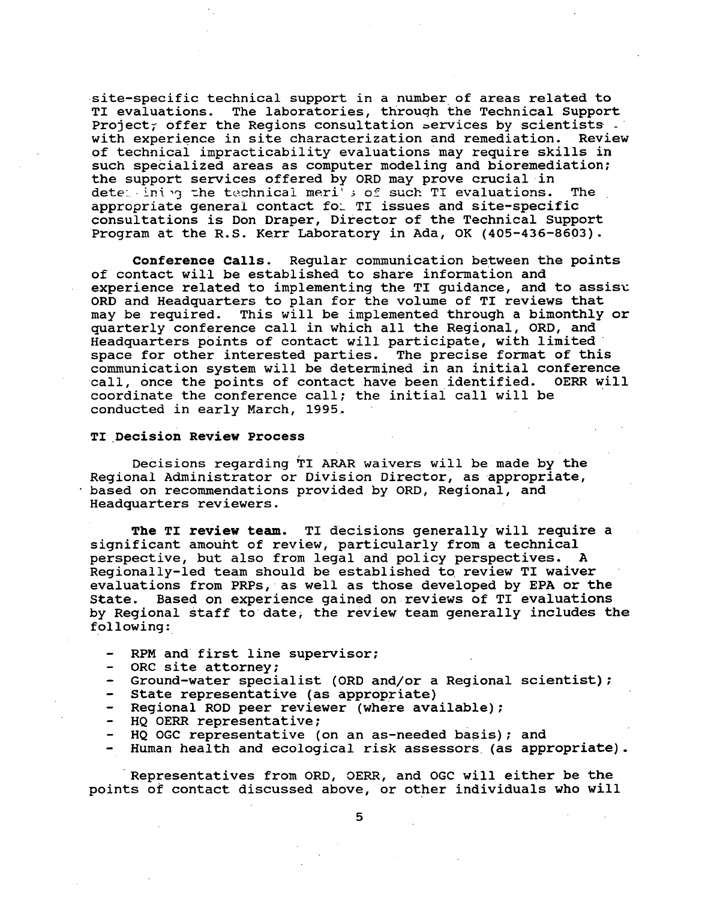site-specific technical support in a number of areas related to TI evaluations. The laboratories, through the Technical Support Project, offer the Regions consultation services by scientists with experience in site characterization and remediation. Review of technical impracticability evaluations may require skills in such specialized areas as computer modeling and bioremediation; the support services offered by ORD may prove crucial in determining the technical merits of such TI evaluations. The appropriate general contact for TI issues and site-specific consultations is Don Draper, Director of the Technical Support Program at the R.S. Kerr Laboratory in Ada, OK (405-436-8603).

**Conference Calls.** Regular communication between the points of contact will be established to share information and experience related to implementing the TI guidance, and to assist ORD and Headquarters to plan for the volume of TI reviews that may be required. This will be implemented through a bimonthly or quarterly conference call in which all the Regional, ORD, and Headquarters points of contact will participate, with limited space for other interested parties. The precise format of this communication system will be determined in an initial conference call, once the points of contact have been identified. OERR will coordinate the conference call; the initial call will be conducted in early March, 1995.

**TI Decision Review Process**

Decisions regarding TI ARAR waivers will be made by the Regional Administrator or Division Director, as appropriate, based on recommendations provided by ORD, Regional, and Headquarters reviewers.

**The TI review team.** TI decisions generally will require a significant amount of review, particularly from a technical perspective, but also from legal and policy perspectives. A Regionally-led team should be established to review TI waiver evaluations from PRPs, as well as those developed by EPA or the State. Based on experience gained on reviews of TI evaluations by Regional staff to date, the review team generally includes the following:

- RPM and first line supervisor;
- ORC site attorney;
- Ground-water specialist (ORD and/or a Regional scientist);
- State representative (as appropriate)
- Regional ROD peer reviewer (where available);
- HQ OERR representative;
- HQ OGC representative (on an as-needed basis); and
- Human health and ecological risk assessors (as appropriate).

Representatives from ORD, OERR, and OGC will either be the points of contact discussed above, or other individuals who will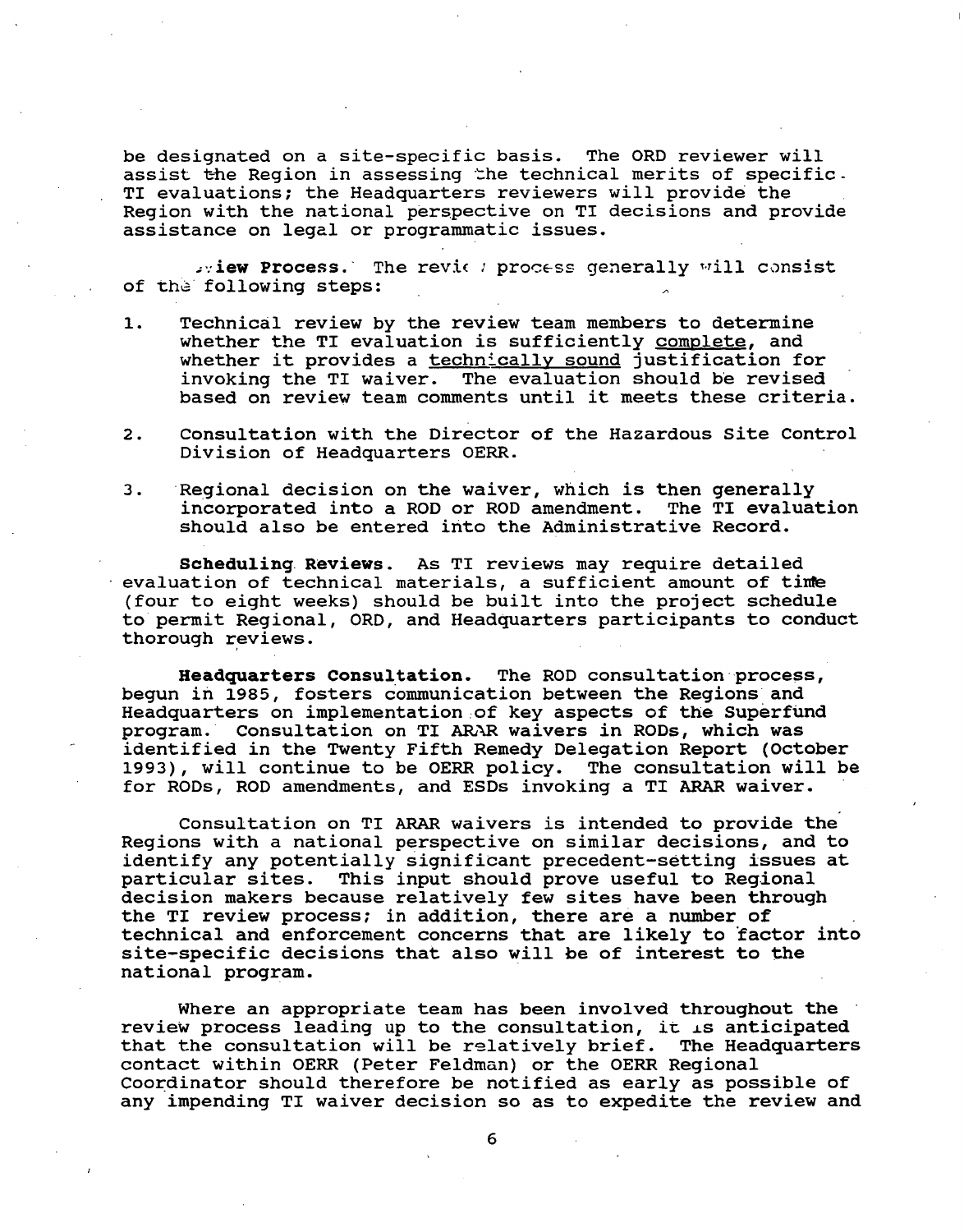be designated on a site-specific basis. The ORD reviewer will assist the Region in assessing the technical merits of specific TI evaluations; the Headquarters reviewers will provide the Region with the national perspective on TI decisions and provide assistance on legal or programmatic issues.

**Review Process.** The review process generally will consist of the following steps:

1. Technical review by the review team members to determine whether the TI evaluation is sufficiently complete, and whether it provides a technically sound justification for invoking the TI waiver. The evaluation should be revised based on review team comments until it meets these criteria.

2. Consultation with the Director of the Hazardous Site Control Division of Headquarters OERR.

3. Regional decision on the waiver, which is then generally incorporated into a ROD or ROD amendment. The TI evaluation should also be entered into the Administrative Record.

**Scheduling Reviews.** As TI reviews may require detailed evaluation of technical materials, a sufficient amount of time (four to eight weeks) should be built into the project schedule to permit Regional, ORD, and Headquarters participants to conduct thorough reviews.

**Headquarters Consultation.** The ROD consultation process, begun in 1985, fosters communication between the Regions and Headquarters on implementation of key aspects of the Superfund program. Consultation on TI ARAR waivers in RODs, which was identified in the Twenty Fifth Remedy Delegation Report (October 1993), will continue to be OERR policy. The consultation will be for RODs, ROD amendments, and ESDs invoking a TI ARAR waiver.

Consultation on TI ARAR waivers is intended to provide the Regions with a national perspective on similar decisions, and to identify any potentially significant precedent-setting issues at particular sites. This input should prove useful to Regional decision makers because relatively few sites have been through the TI review process; in addition, there are a number of technical and enforcement concerns that are likely to factor into site-specific decisions that also will be of interest to the national program.

Where an appropriate team has been involved throughout the review process leading up to the consultation, it is anticipated that the consultation will be relatively brief. The Headquarters contact within OERR (Peter Feldman) or the OERR Regional Coordinator should therefore be notified as early as possible of any impending TI waiver decision so as to expedite the review and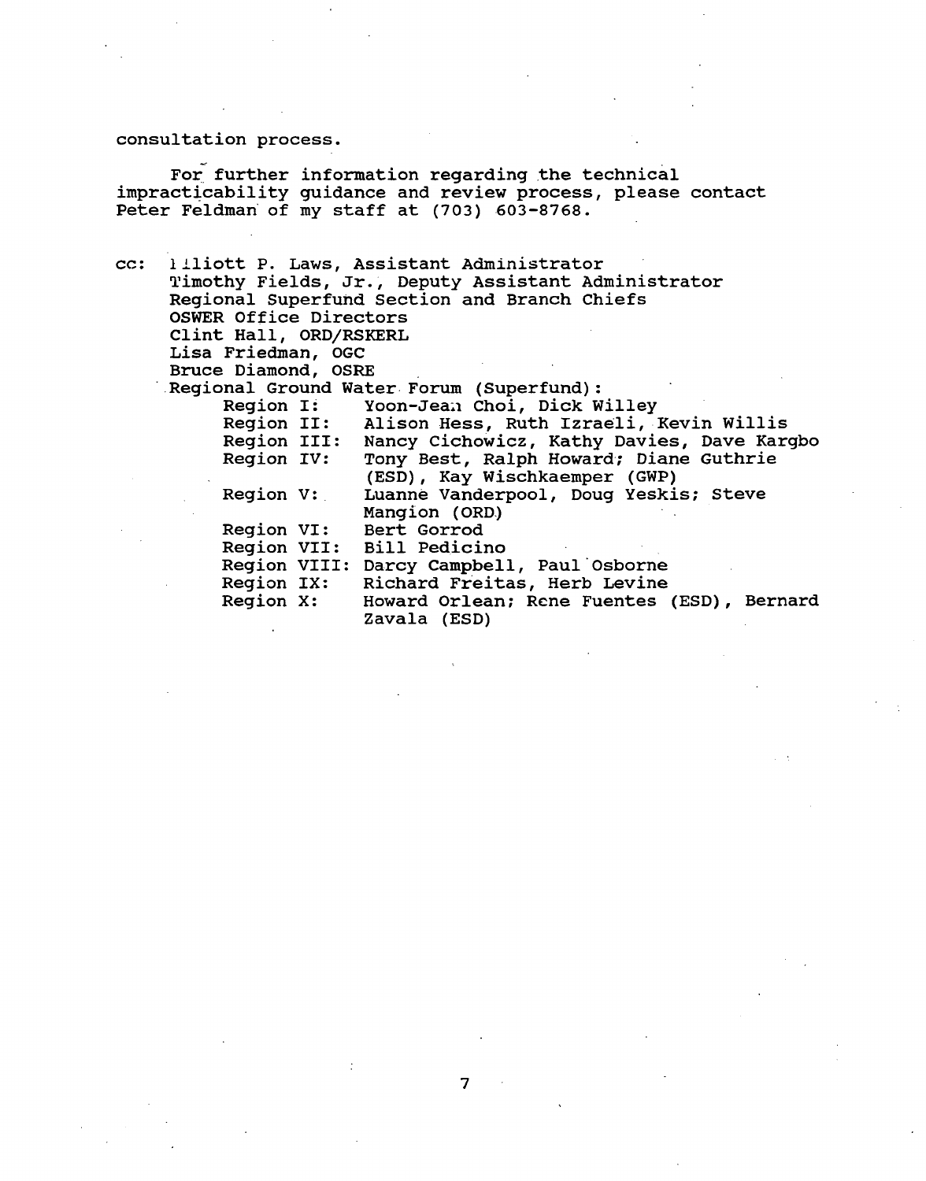consultation process.

For further information regarding the technical impracticability guidance and review process, please contact Peter Feldman of my staff at (703) 603-8768.

cc: Elliott P. Laws, Assistant Administrator
Timothy Fields, Jr., Deputy Assistant Administrator
Regional Superfund Section and Branch Chiefs
OSWER Office Directors
Clint Hall, ORD/RSKERL
Lisa Friedman, OGC
Bruce Diamond, OSRE
Regional Ground Water Forum (Superfund):

| | |
|---|---|
| Region I: | Yoon-Jean Choi, Dick Willey |
| Region II: | Alison Hess, Ruth Izraeli, Kevin Willis |
| Region III: | Nancy Cichowicz, Kathy Davies, Dave Kargbo |
| Region IV: | Tony Best, Ralph Howard; Diane Guthrie (ESD), Kay Wischkaemper (GWP) |
| Region V: | Luanne Vanderpool, Doug Yeskis; Steve Mangion (ORD) |
| Region VI: | Bert Gorrod |
| Region VII: | Bill Pedicino |
| Region VIII: | Darcy Campbell, Paul Osborne |
| Region IX: | Richard Freitas, Herb Levine |
| Region X: | Howard Orlean; Rene Fuentes (ESD), Bernard Zavala (ESD) |